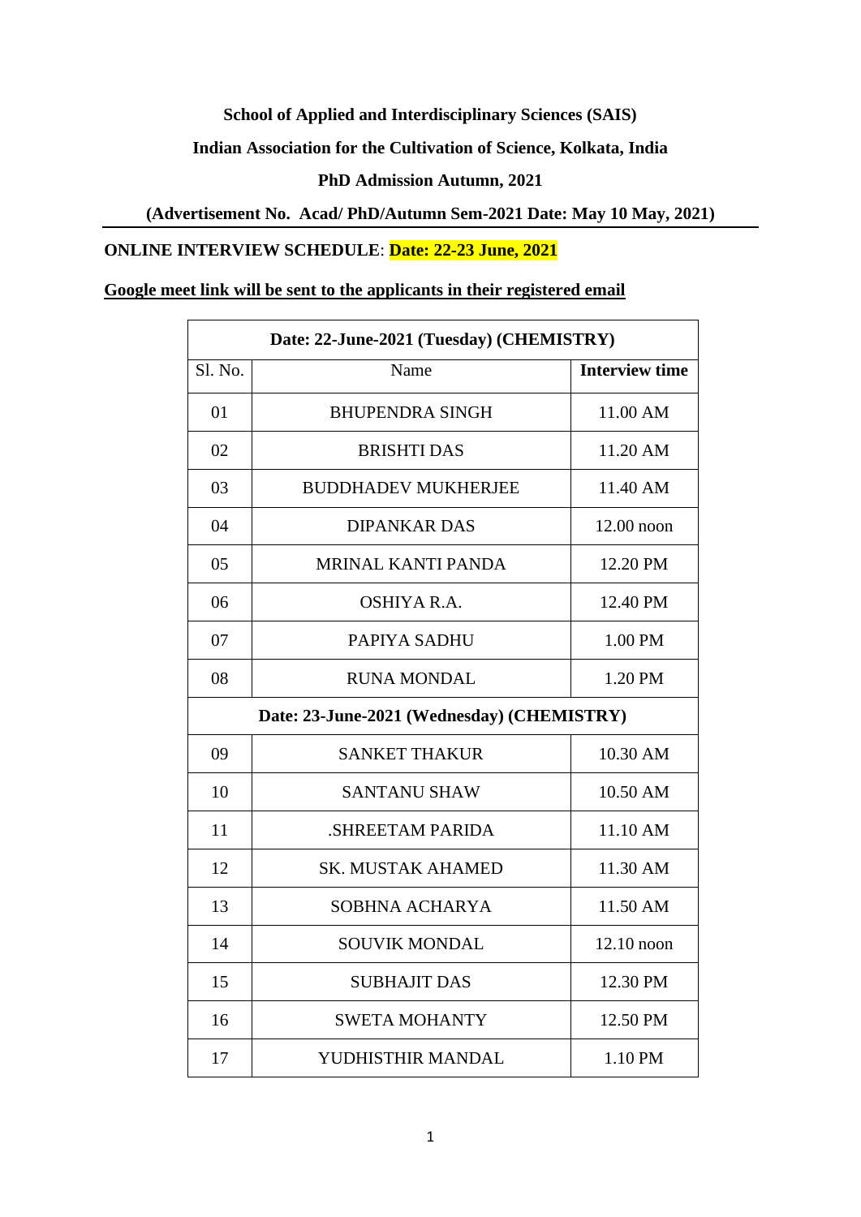**School of Applied and Interdisciplinary Sciences (SAIS)**

**Indian Association for the Cultivation of Science, Kolkata, India**

**PhD Admission Autumn, 2021**

**(Advertisement No. Acad/ PhD/Autumn Sem-2021 Date: May 10 May, 2021)**

**ONLINE INTERVIEW SCHEDULE**: **Date: 22-23 June, 2021**

**Google meet link will be sent to the applicants in their registered email**

| Date: 22-June-2021 (Tuesday) (CHEMISTRY) | | |
|---|---|---|
| Sl. No. | Name | **Interview time** |
| 01 | BHUPENDRA SINGH | 11.00 AM |
| 02 | BRISHTI DAS | 11.20 AM |
| 03 | BUDDHADEV MUKHERJEE | 11.40 AM |
| 04 | DIPANKAR DAS | 12.00 noon |
| 05 | MRINAL KANTI PANDA | 12.20 PM |
| 06 | OSHIYA R.A. | 12.40 PM |
| 07 | PAPIYA SADHU | 1.00 PM |
| 08 | RUNA MONDAL | 1.20 PM |
| **Date: 23-June-2021 (Wednesday) (CHEMISTRY)** | | |
| 09 | SANKET THAKUR | 10.30 AM |
| 10 | SANTANU SHAW | 10.50 AM |
| 11 | .SHREETAM PARIDA | 11.10 AM |
| 12 | SK. MUSTAK AHAMED | 11.30 AM |
| 13 | SOBHNA ACHARYA | 11.50 AM |
| 14 | SOUVIK MONDAL | 12.10 noon |
| 15 | SUBHAJIT DAS | 12.30 PM |
| 16 | SWETA MOHANTY | 12.50 PM |
| 17 | YUDHISTHIR MANDAL | 1.10 PM |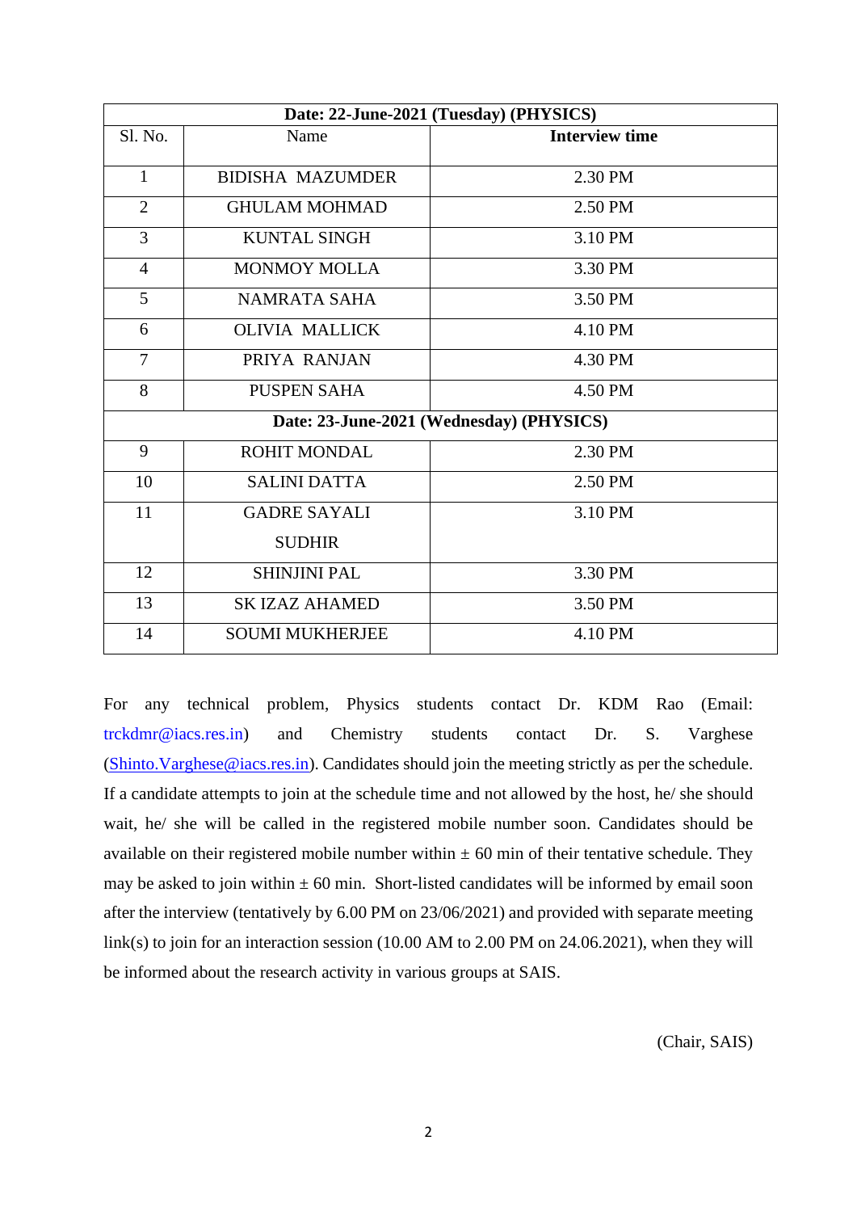| Date: 22-June-2021 (Tuesday) (PHYSICS) | | |
|---|---|---|
| Sl. No. | Name | **Interview time** |
| 1 | BIDISHA MAZUMDER | 2.30 PM |
| 2 | GHULAM MOHMAD | 2.50 PM |
| 3 | KUNTAL SINGH | 3.10 PM |
| 4 | MONMOY MOLLA | 3.30 PM |
| 5 | NAMRATA SAHA | 3.50 PM |
| 6 | OLIVIA MALLICK | 4.10 PM |
| 7 | PRIYA RANJAN | 4.30 PM |
| 8 | PUSPEN SAHA | 4.50 PM |
| **Date: 23-June-2021 (Wednesday) (PHYSICS)** | | |
| 9 | ROHIT MONDAL | 2.30 PM |
| 10 | SALINI DATTA | 2.50 PM |
| 11 | GADRE SAYALI SUDHIR | 3.10 PM |
| 12 | SHINJINI PAL | 3.30 PM |
| 13 | SK IZAZ AHAMED | 3.50 PM |
| 14 | SOUMI MUKHERJEE | 4.10 PM |

For any technical problem, Physics students contact Dr. KDM Rao (Email: trckdmr@iacs.res.in) and Chemistry students contact Dr. S. Varghese (Shinto.Varghese@iacs.res.in). Candidates should join the meeting strictly as per the schedule. If a candidate attempts to join at the schedule time and not allowed by the host, he/ she should wait, he/ she will be called in the registered mobile number soon. Candidates should be available on their registered mobile number within ± 60 min of their tentative schedule. They may be asked to join within ± 60 min. Short-listed candidates will be informed by email soon after the interview (tentatively by 6.00 PM on 23/06/2021) and provided with separate meeting link(s) to join for an interaction session (10.00 AM to 2.00 PM on 24.06.2021), when they will be informed about the research activity in various groups at SAIS.

(Chair, SAIS)